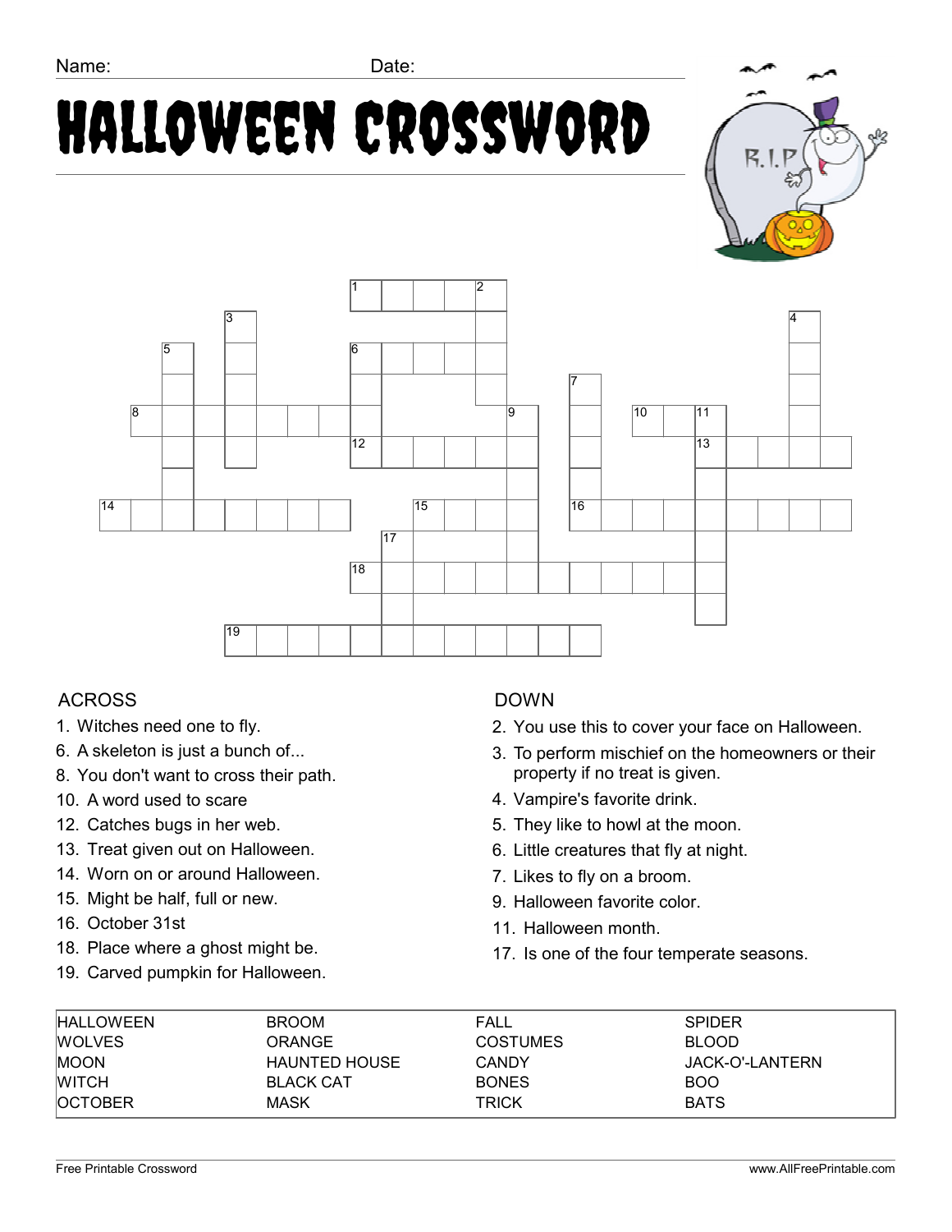Name: Date:

# HALLOWEEN CROSSWORD

## ACROSS

1. Witches need one to fly.
6. A skeleton is just a bunch of...
8. You don't want to cross their path.
10. A word used to scare
12. Catches bugs in her web.
13. Treat given out on Halloween.
14. Worn on or around Halloween.
15. Might be half, full or new.
16. October 31st
18. Place where a ghost might be.
19. Carved pumpkin for Halloween.

## DOWN

2. You use this to cover your face on Halloween.
3. To perform mischief on the homeowners or their property if no treat is given.
4. Vampire's favorite drink.
5. They like to howl at the moon.
6. Little creatures that fly at night.
7. Likes to fly on a broom.
9. Halloween favorite color.
11. Halloween month.
17. Is one of the four temperate seasons.

| | | | |
|---|---|---|---|
| HALLOWEEN | BROOM | FALL | SPIDER |
| WOLVES | ORANGE | COSTUMES | BLOOD |
| MOON | HAUNTED HOUSE | CANDY | JACK-O'-LANTERN |
| WITCH | BLACK CAT | BONES | BOO |
| OCTOBER | MASK | TRICK | BATS |

Free Printable Crossword www.AllFreePrintable.com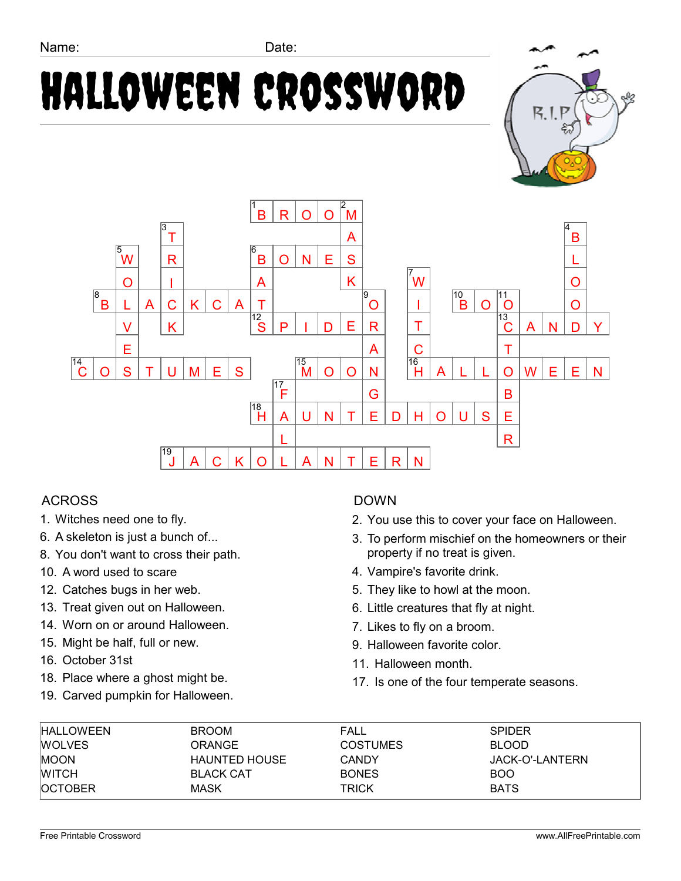Name: Date:

# HALLOWEEN CROSSWORD

## ACROSS

1. Witches need one to fly.
6. A skeleton is just a bunch of...
8. You don't want to cross their path.
10. A word used to scare
12. Catches bugs in her web.
13. Treat given out on Halloween.
14. Worn on or around Halloween.
15. Might be half, full or new.
16. October 31st
18. Place where a ghost might be.
19. Carved pumpkin for Halloween.

## DOWN

2. You use this to cover your face on Halloween.
3. To perform mischief on the homeowners or their property if no treat is given.
4. Vampire's favorite drink.
5. They like to howl at the moon.
6. Little creatures that fly at night.
7. Likes to fly on a broom.
9. Halloween favorite color.
11. Halloween month.
17. Is one of the four temperate seasons.

| | | | |
|---|---|---|---|
| HALLOWEEN | BROOM | FALL | SPIDER |
| WOLVES | ORANGE | COSTUMES | BLOOD |
| MOON | HAUNTED HOUSE | CANDY | JACK-O'-LANTERN |
| WITCH | BLACK CAT | BONES | BOO |
| OCTOBER | MASK | TRICK | BATS |

Free Printable Crossword www.AllFreePrintable.com